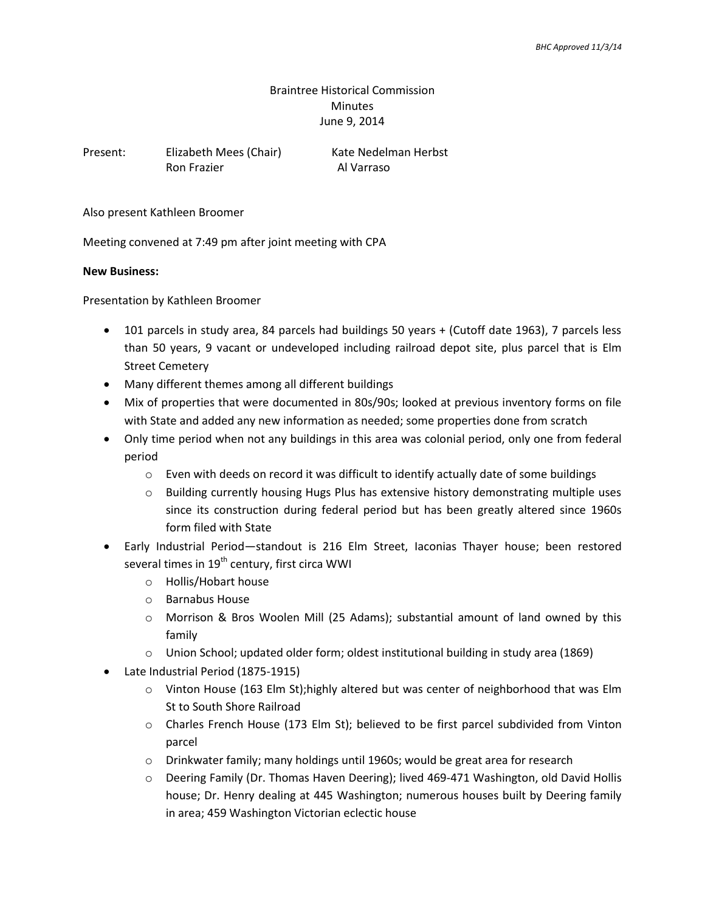*BHC Approved 11/3/14*

Braintree Historical Commission
Minutes
June 9, 2014

Present: Elizabeth Mees (Chair) Kate Nedelman Herbst
Ron Frazier Al Varraso

Also present Kathleen Broomer

Meeting convened at 7:49 pm after joint meeting with CPA

**New Business:**

Presentation by Kathleen Broomer

- 101 parcels in study area, 84 parcels had buildings 50 years + (Cutoff date 1963), 7 parcels less than 50 years, 9 vacant or undeveloped including railroad depot site, plus parcel that is Elm Street Cemetery
- Many different themes among all different buildings
- Mix of properties that were documented in 80s/90s; looked at previous inventory forms on file with State and added any new information as needed; some properties done from scratch
- Only time period when not any buildings in this area was colonial period, only one from federal period
  - Even with deeds on record it was difficult to identify actually date of some buildings
  - Building currently housing Hugs Plus has extensive history demonstrating multiple uses since its construction during federal period but has been greatly altered since 1960s form filed with State
- Early Industrial Period—standout is 216 Elm Street, Iaconias Thayer house; been restored several times in 19th century, first circa WWI
  - Hollis/Hobart house
  - Barnabus House
  - Morrison & Bros Woolen Mill (25 Adams); substantial amount of land owned by this family
  - Union School; updated older form; oldest institutional building in study area (1869)
- Late Industrial Period (1875-1915)
  - Vinton House (163 Elm St);highly altered but was center of neighborhood that was Elm St to South Shore Railroad
  - Charles French House (173 Elm St); believed to be first parcel subdivided from Vinton parcel
  - Drinkwater family; many holdings until 1960s; would be great area for research
  - Deering Family (Dr. Thomas Haven Deering); lived 469-471 Washington, old David Hollis house; Dr. Henry dealing at 445 Washington; numerous houses built by Deering family in area; 459 Washington Victorian eclectic house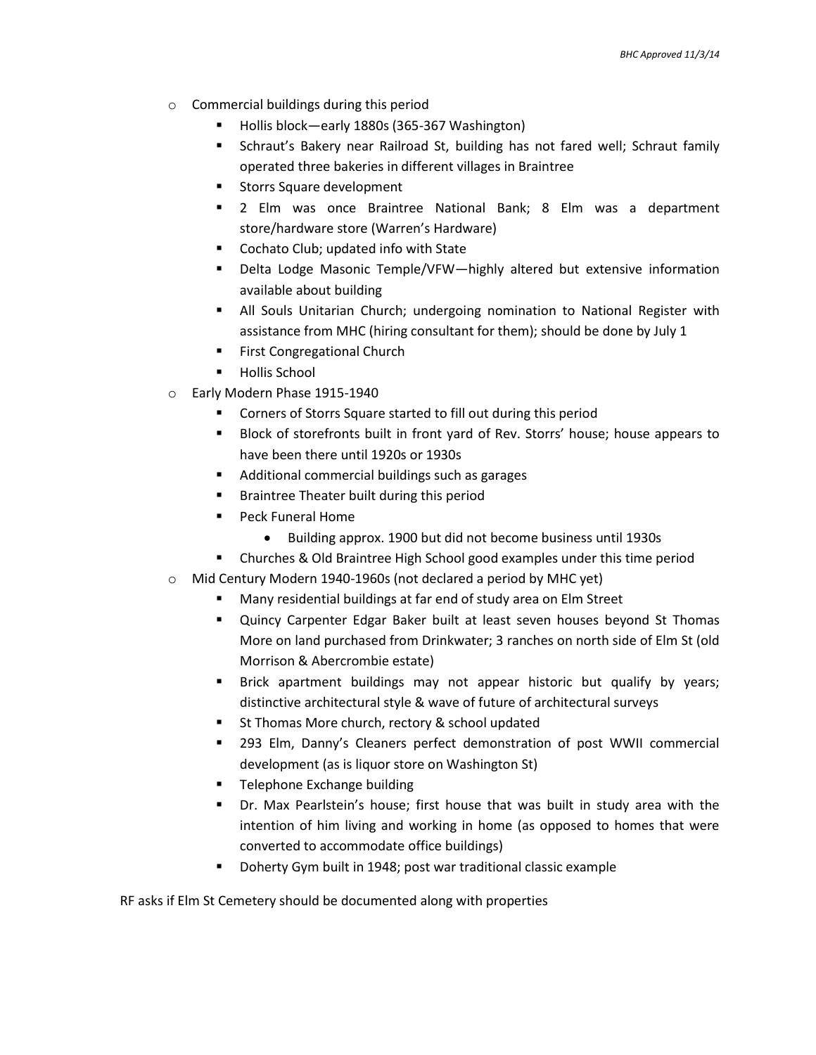- Commercial buildings during this period
  - Hollis block—early 1880s (365-367 Washington)
  - Schraut's Bakery near Railroad St, building has not fared well; Schraut family operated three bakeries in different villages in Braintree
  - Storrs Square development
  - 2 Elm was once Braintree National Bank; 8 Elm was a department store/hardware store (Warren's Hardware)
  - Cochato Club; updated info with State
  - Delta Lodge Masonic Temple/VFW—highly altered but extensive information available about building
  - All Souls Unitarian Church; undergoing nomination to National Register with assistance from MHC (hiring consultant for them); should be done by July 1
  - First Congregational Church
  - Hollis School
- Early Modern Phase 1915-1940
  - Corners of Storrs Square started to fill out during this period
  - Block of storefronts built in front yard of Rev. Storrs' house; house appears to have been there until 1920s or 1930s
  - Additional commercial buildings such as garages
  - Braintree Theater built during this period
  - Peck Funeral Home
    - Building approx. 1900 but did not become business until 1930s
  - Churches & Old Braintree High School good examples under this time period
- Mid Century Modern 1940-1960s (not declared a period by MHC yet)
  - Many residential buildings at far end of study area on Elm Street
  - Quincy Carpenter Edgar Baker built at least seven houses beyond St Thomas More on land purchased from Drinkwater; 3 ranches on north side of Elm St (old Morrison & Abercrombie estate)
  - Brick apartment buildings may not appear historic but qualify by years; distinctive architectural style & wave of future of architectural surveys
  - St Thomas More church, rectory & school updated
  - 293 Elm, Danny's Cleaners perfect demonstration of post WWII commercial development (as is liquor store on Washington St)
  - Telephone Exchange building
  - Dr. Max Pearlstein's house; first house that was built in study area with the intention of him living and working in home (as opposed to homes that were converted to accommodate office buildings)
  - Doherty Gym built in 1948; post war traditional classic example

RF asks if Elm St Cemetery should be documented along with properties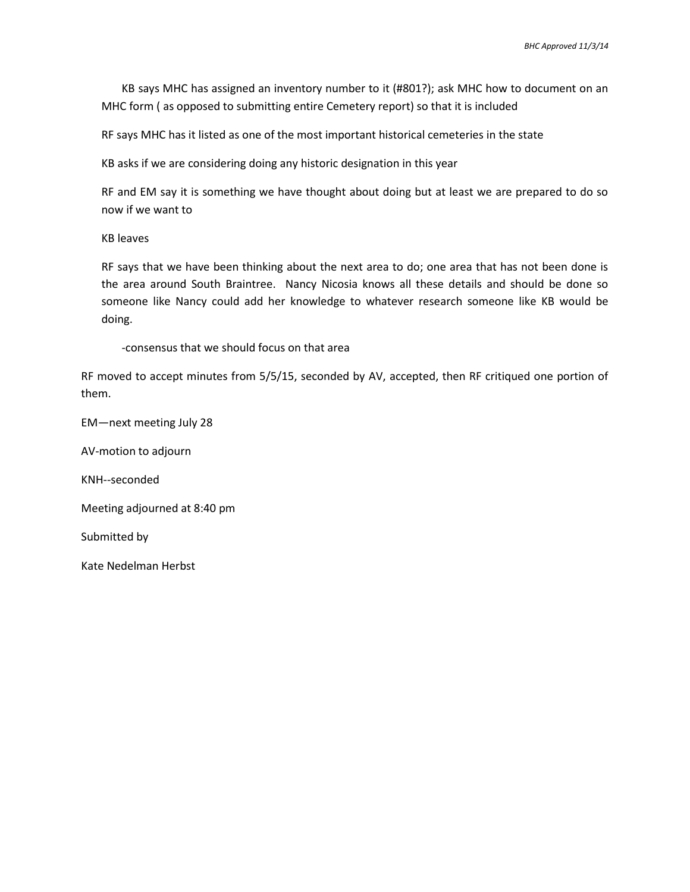KB says MHC has assigned an inventory number to it (#801?); ask MHC how to document on an MHC form ( as opposed to submitting entire Cemetery report) so that it is included

RF says MHC has it listed as one of the most important historical cemeteries in the state

KB asks if we are considering doing any historic designation in this year

RF and EM say it is something we have thought about doing but at least we are prepared to do so now if we want to

KB leaves

RF says that we have been thinking about the next area to do; one area that has not been done is the area around South Braintree. Nancy Nicosia knows all these details and should be done so someone like Nancy could add her knowledge to whatever research someone like KB would be doing.

-consensus that we should focus on that area

RF moved to accept minutes from 5/5/15, seconded by AV, accepted, then RF critiqued one portion of them.

EM—next meeting July 28

AV-motion to adjourn

KNH--seconded

Meeting adjourned at 8:40 pm

Submitted by

Kate Nedelman Herbst